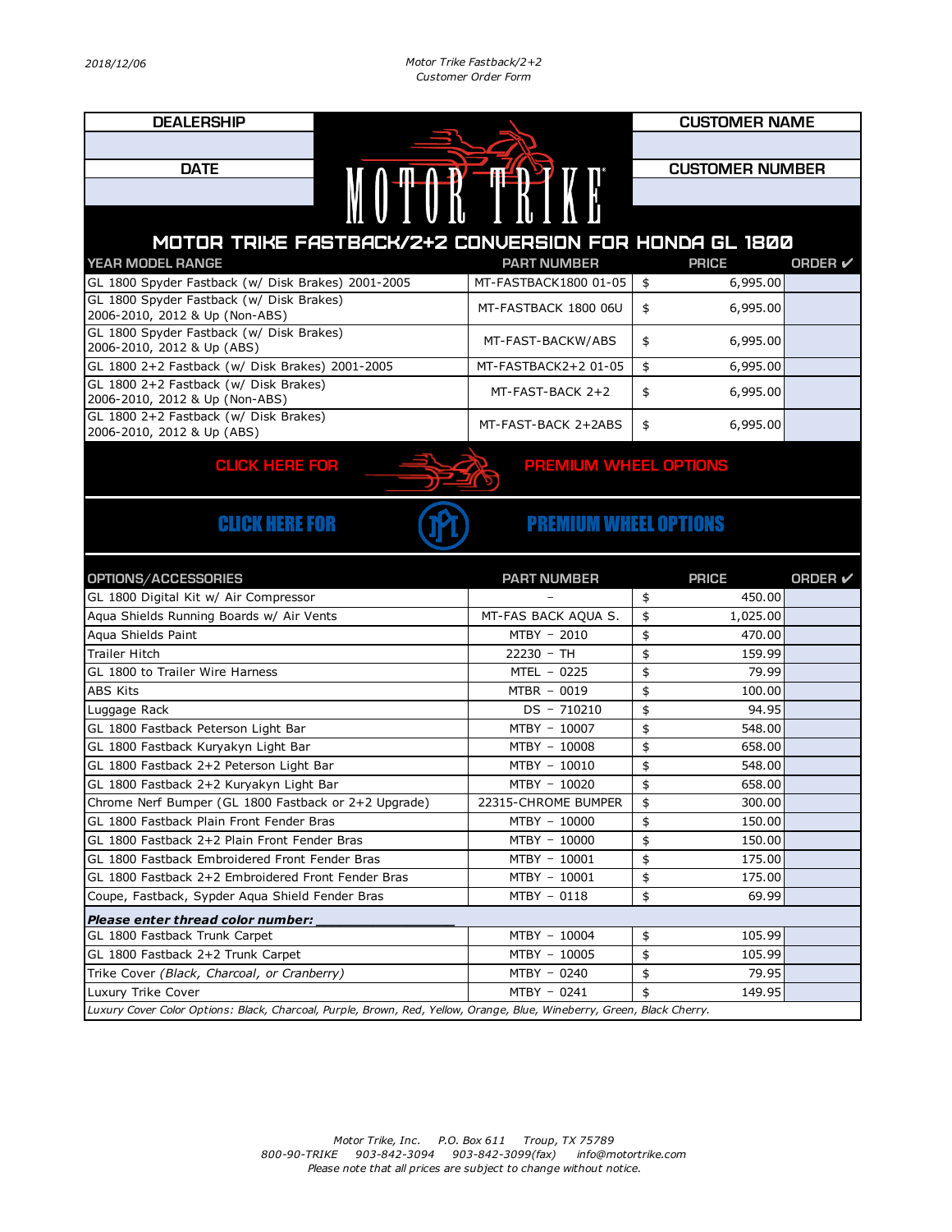2018/12/06

*Motor Trike Fastback/2+2*
*Customer Order Form*

| DEALERSHIP | CUSTOMER NAME |
| --- | --- |
| | |
| **DATE** | **CUSTOMER NUMBER** |
| | |

MOTOR TRIKE

## MOTOR TRIKE FASTBACK/2+2 CONVERSION FOR HONDA GL 1800

| YEAR MODEL RANGE | PART NUMBER | PRICE | ORDER ✔ |
| --- | --- | --- | --- |
| GL 1800 Spyder Fastback (w/ Disk Brakes) 2001-2005 | MT-FASTBACK1800 01-05 | $ 6,995.00 | |
| GL 1800 Spyder Fastback (w/ Disk Brakes) 2006-2010, 2012 & Up (Non-ABS) | MT-FASTBACK 1800 06U | $ 6,995.00 | |
| GL 1800 Spyder Fastback (w/ Disk Brakes) 2006-2010, 2012 & Up (ABS) | MT-FAST-BACKW/ABS | $ 6,995.00 | |
| GL 1800 2+2 Fastback (w/ Disk Brakes) 2001-2005 | MT-FASTBACK2+2 01-05 | $ 6,995.00 | |
| GL 1800 2+2 Fastback (w/ Disk Brakes) 2006-2010, 2012 & Up (Non-ABS) | MT-FAST-BACK 2+2 | $ 6,995.00 | |
| GL 1800 2+2 Fastback (w/ Disk Brakes) 2006-2010, 2012 & Up (ABS) | MT-FAST-BACK 2+2ABS | $ 6,995.00 | |

CLICK HERE FOR PREMIUM WHEEL OPTIONS

CLICK HERE FOR PREMIUM WHEEL OPTIONS

| OPTIONS/ACCESSORIES | PART NUMBER | PRICE | ORDER ✔ |
| --- | --- | --- | --- |
| GL 1800 Digital Kit w/ Air Compressor | - | $ 450.00 | |
| Aqua Shields Running Boards w/ Air Vents | MT-FAS BACK AQUA S. | $ 1,025.00 | |
| Aqua Shields Paint | MTBY - 2010 | $ 470.00 | |
| Trailer Hitch | 22230 - TH | $ 159.99 | |
| GL 1800 to Trailer Wire Harness | MTEL - 0225 | $ 79.99 | |
| ABS Kits | MTBR - 0019 | $ 100.00 | |
| Luggage Rack | DS - 710210 | $ 94.95 | |
| GL 1800 Fastback Peterson Light Bar | MTBY - 10007 | $ 548.00 | |
| GL 1800 Fastback Kuryakyn Light Bar | MTBY - 10008 | $ 658.00 | |
| GL 1800 Fastback 2+2 Peterson Light Bar | MTBY - 10010 | $ 548.00 | |
| GL 1800 Fastback 2+2 Kuryakyn Light Bar | MTBY - 10020 | $ 658.00 | |
| Chrome Nerf Bumper (GL 1800 Fastback or 2+2 Upgrade) | 22315-CHROME BUMPER | $ 300.00 | |
| GL 1800 Fastback Plain Front Fender Bras | MTBY - 10000 | $ 150.00 | |
| GL 1800 Fastback 2+2 Plain Front Fender Bras | MTBY - 10000 | $ 150.00 | |
| GL 1800 Fastback Embroidered Front Fender Bras | MTBY - 10001 | $ 175.00 | |
| GL 1800 Fastback 2+2 Embroidered Front Fender Bras | MTBY - 10001 | $ 175.00 | |
| Coupe, Fastback, Sypder Aqua Shield Fender Bras | MTBY - 0118 | $ 69.99 | |
| ***Please enter thread color number:*** ________________ | | | |
| GL 1800 Fastback Trunk Carpet | MTBY - 10004 | $ 105.99 | |
| GL 1800 Fastback 2+2 Trunk Carpet | MTBY - 10005 | $ 105.99 | |
| Trike Cover *(Black, Charcoal, or Cranberry)* | MTBY - 0240 | $ 79.95 | |
| Luxury Trike Cover | MTBY - 0241 | $ 149.95 | |

*Luxury Cover Color Options: Black, Charcoal, Purple, Brown, Red, Yellow, Orange, Blue, Wineberry, Green, Black Cherry.*

*Motor Trike, Inc. P.O. Box 611 Troup, TX 75789*
*800-90-TRIKE 903-842-3094 903-842-3099(fax) info@motortrike.com*
*Please note that all prices are subject to change without notice.*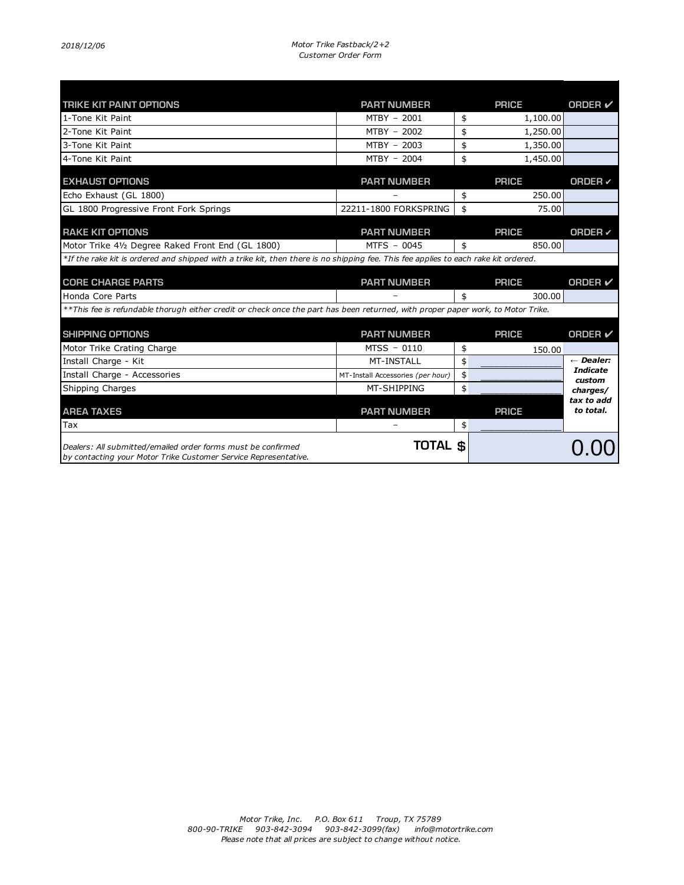| TRIKE KIT PAINT OPTIONS | PART NUMBER | | PRICE | ORDER ✔ |
|---|---|---|---|---|
| 1-Tone Kit Paint | MTBY – 2001 | $ | 1,100.00 | |
| 2-Tone Kit Paint | MTBY – 2002 | $ | 1,250.00 | |
| 3-Tone Kit Paint | MTBY – 2003 | $ | 1,350.00 | |
| 4-Tone Kit Paint | MTBY – 2004 | $ | 1,450.00 | |
| **EXHAUST OPTIONS** | **PART NUMBER** | | **PRICE** | **ORDER ✔** |
| Echo Exhaust (GL 1800) | – | $ | 250.00 | |
| GL 1800 Progressive Front Fork Springs | 22211-1800 FORKSPRING | $ | 75.00 | |
| **RAKE KIT OPTIONS** | **PART NUMBER** | | **PRICE** | **ORDER ✔** |
| Motor Trike 4½ Degree Raked Front End (GL 1800) | MTFS – 0045 | $ | 850.00 | |
| *\*If the rake kit is ordered and shipped with a trike kit, then there is no shipping fee. This fee applies to each rake kit ordered.* | | | | |
| **CORE CHARGE PARTS** | **PART NUMBER** | | **PRICE** | **ORDER ✔** |
| Honda Core Parts | – | $ | 300.00 | |
| *\*\*This fee is refundable thorugh either credit or check once the part has been returned, with proper paper work, to Motor Trike.* | | | | |
| **SHIPPING OPTIONS** | **PART NUMBER** | | **PRICE** | **ORDER ✔** |
| Motor Trike Crating Charge | MTSS – 0110 | $ | 150.00 | |
| Install Charge - Kit | MT-INSTALL | $ | ______________ | ***← Dealer: Indicate custom charges/ tax to add to total.*** |
| Install Charge - Accessories | MT-Install Accessories *(per hour)* | $ | ______________ | |
| Shipping Charges | MT-SHIPPING | $ | ______________ | |
| **AREA TAXES** | **PART NUMBER** | | **PRICE** | |
| Tax | – | $ | ______________ | |
| *Dealers: All submitted/emailed order forms must be confirmed by contacting your Motor Trike Customer Service Representative.* | **TOTAL $** | | | 0.00 |

*Motor Trike, Inc. P.O. Box 611 Troup, TX 75789*
*800-90-TRIKE 903-842-3094 903-842-3099(fax) info@motortrike.com*
*Please note that all prices are subject to change without notice.*